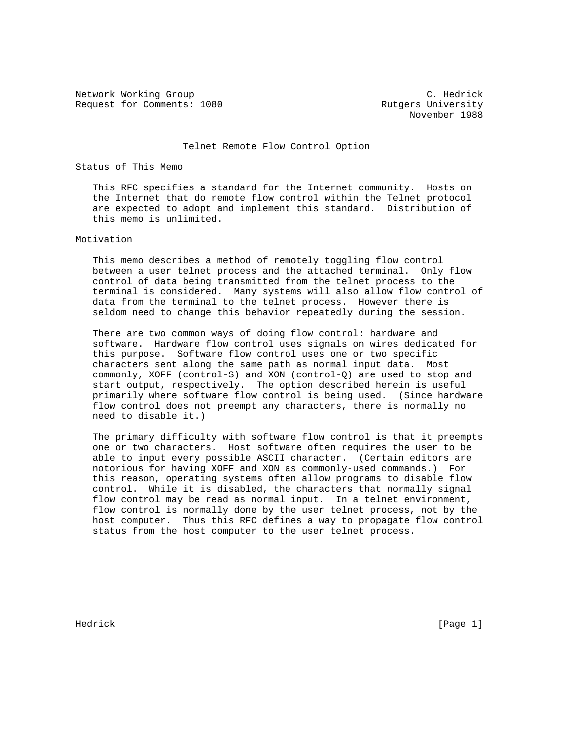Network Working Group                                        C. Hedrick
Request for Comments: 1080                          Rutgers University
                                                         November 1988

# Telnet Remote Flow Control Option

## Status of This Memo

This RFC specifies a standard for the Internet community. Hosts on the Internet that do remote flow control within the Telnet protocol are expected to adopt and implement this standard. Distribution of this memo is unlimited.

## Motivation

This memo describes a method of remotely toggling flow control between a user telnet process and the attached terminal. Only flow control of data being transmitted from the telnet process to the terminal is considered. Many systems will also allow flow control of data from the terminal to the telnet process. However there is seldom need to change this behavior repeatedly during the session.

There are two common ways of doing flow control: hardware and software. Hardware flow control uses signals on wires dedicated for this purpose. Software flow control uses one or two specific characters sent along the same path as normal input data. Most commonly, XOFF (control-S) and XON (control-Q) are used to stop and start output, respectively. The option described herein is useful primarily where software flow control is being used. (Since hardware flow control does not preempt any characters, there is normally no need to disable it.)

The primary difficulty with software flow control is that it preempts one or two characters. Host software often requires the user to be able to input every possible ASCII character. (Certain editors are notorious for having XOFF and XON as commonly-used commands.) For this reason, operating systems often allow programs to disable flow control. While it is disabled, the characters that normally signal flow control may be read as normal input. In a telnet environment, flow control is normally done by the user telnet process, not by the host computer. Thus this RFC defines a way to propagate flow control status from the host computer to the user telnet process.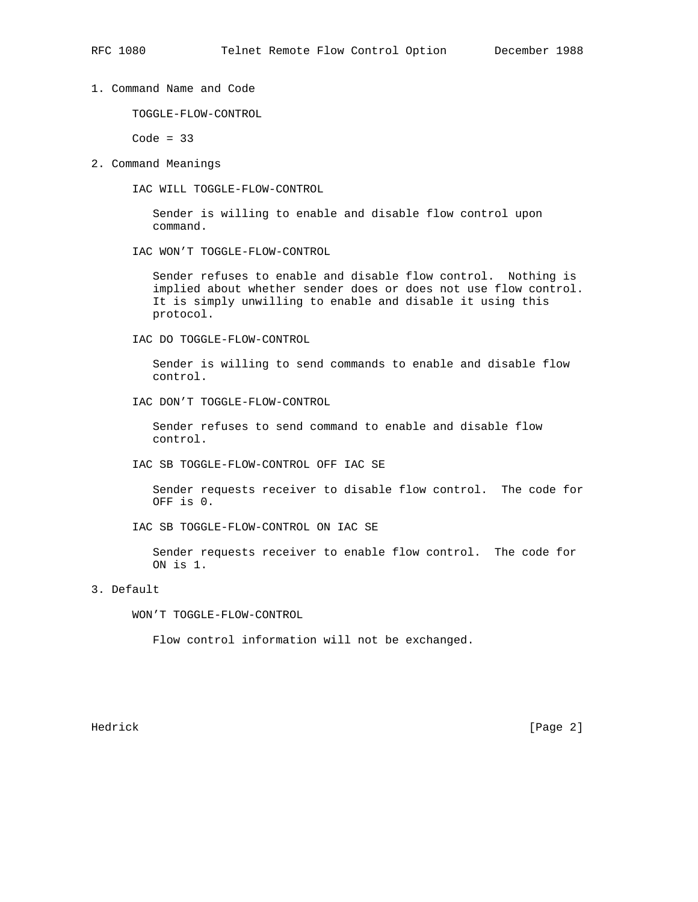## 1. Command Name and Code

TOGGLE-FLOW-CONTROL

Code = 33

## 2. Command Meanings

IAC WILL TOGGLE-FLOW-CONTROL

Sender is willing to enable and disable flow control upon command.

IAC WON’T TOGGLE-FLOW-CONTROL

Sender refuses to enable and disable flow control. Nothing is implied about whether sender does or does not use flow control. It is simply unwilling to enable and disable it using this protocol.

IAC DO TOGGLE-FLOW-CONTROL

Sender is willing to send commands to enable and disable flow control.

IAC DON’T TOGGLE-FLOW-CONTROL

Sender refuses to send command to enable and disable flow control.

IAC SB TOGGLE-FLOW-CONTROL OFF IAC SE

Sender requests receiver to disable flow control. The code for OFF is 0.

IAC SB TOGGLE-FLOW-CONTROL ON IAC SE

Sender requests receiver to enable flow control. The code for ON is 1.

## 3. Default

WON’T TOGGLE-FLOW-CONTROL

Flow control information will not be exchanged.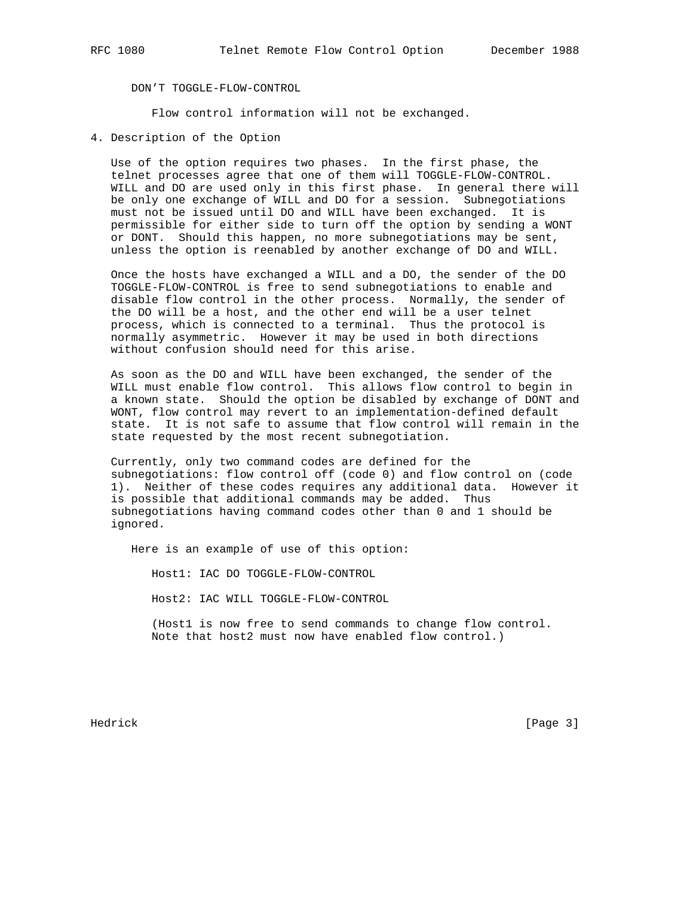DON’T TOGGLE-FLOW-CONTROL

Flow control information will not be exchanged.

## 4. Description of the Option

Use of the option requires two phases. In the first phase, the telnet processes agree that one of them will TOGGLE-FLOW-CONTROL. WILL and DO are used only in this first phase. In general there will be only one exchange of WILL and DO for a session. Subnegotiations must not be issued until DO and WILL have been exchanged. It is permissible for either side to turn off the option by sending a WONT or DONT. Should this happen, no more subnegotiations may be sent, unless the option is reenabled by another exchange of DO and WILL.

Once the hosts have exchanged a WILL and a DO, the sender of the DO TOGGLE-FLOW-CONTROL is free to send subnegotiations to enable and disable flow control in the other process. Normally, the sender of the DO will be a host, and the other end will be a user telnet process, which is connected to a terminal. Thus the protocol is normally asymmetric. However it may be used in both directions without confusion should need for this arise.

As soon as the DO and WILL have been exchanged, the sender of the WILL must enable flow control. This allows flow control to begin in a known state. Should the option be disabled by exchange of DONT and WONT, flow control may revert to an implementation-defined default state. It is not safe to assume that flow control will remain in the state requested by the most recent subnegotiation.

Currently, only two command codes are defined for the subnegotiations: flow control off (code 0) and flow control on (code 1). Neither of these codes requires any additional data. However it is possible that additional commands may be added. Thus subnegotiations having command codes other than 0 and 1 should be ignored.

Here is an example of use of this option:

```
Host1: IAC DO TOGGLE-FLOW-CONTROL

Host2: IAC WILL TOGGLE-FLOW-CONTROL
```

(Host1 is now free to send commands to change flow control. Note that host2 must now have enabled flow control.)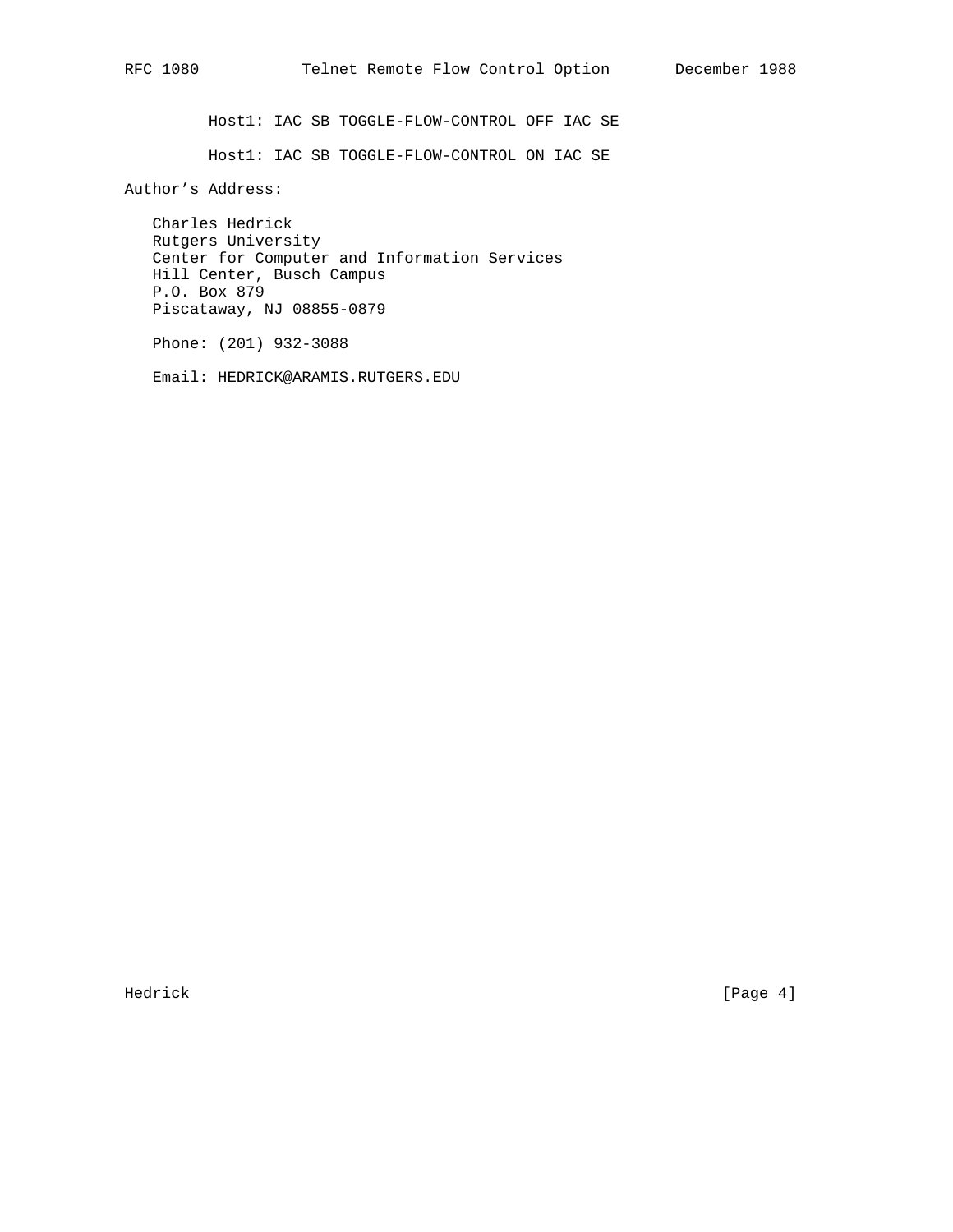```
Host1: IAC SB TOGGLE-FLOW-CONTROL OFF IAC SE

Host1: IAC SB TOGGLE-FLOW-CONTROL ON IAC SE
```

Author’s Address:

Charles Hedrick
Rutgers University
Center for Computer and Information Services
Hill Center, Busch Campus
P.O. Box 879
Piscataway, NJ 08855-0879

Phone: (201) 932-3088

Email: HEDRICK@ARAMIS.RUTGERS.EDU